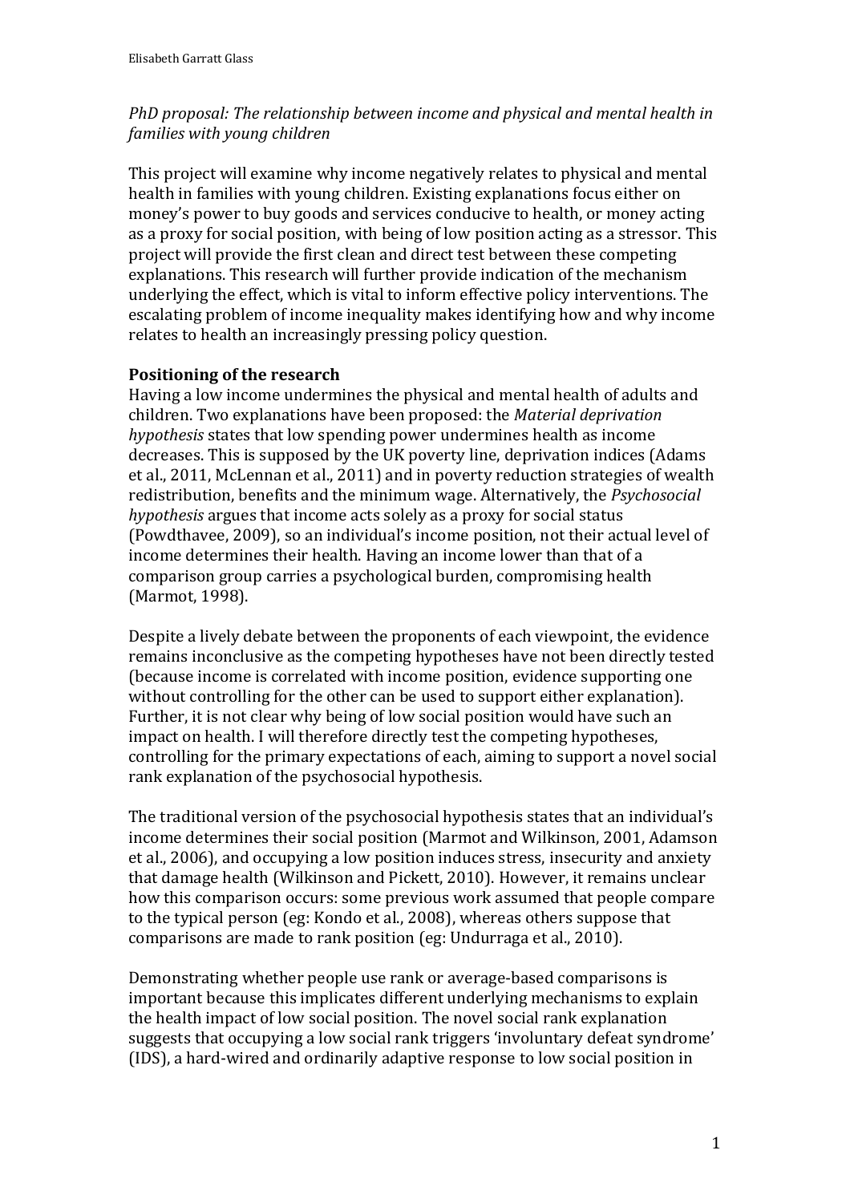*PhD proposal: The relationship between income and physical and mental health in families with young children*

This project will examine why income negatively relates to physical and mental health in families with young children. Existing explanations focus either on money's power to buy goods and services conducive to health, or money acting as a proxy for social position, with being of low position acting as a stressor. This project will provide the first clean and direct test between these competing explanations. This research will further provide indication of the mechanism underlying the effect, which is vital to inform effective policy interventions. The escalating problem of income inequality makes identifying how and why income relates to health an increasingly pressing policy question.

**Positioning of the research**

Having a low income undermines the physical and mental health of adults and children. Two explanations have been proposed: the *Material deprivation hypothesis* states that low spending power undermines health as income decreases. This is supposed by the UK poverty line, deprivation indices (Adams et al., 2011, McLennan et al., 2011) and in poverty reduction strategies of wealth redistribution, benefits and the minimum wage. Alternatively, the *Psychosocial hypothesis* argues that income acts solely as a proxy for social status (Powdthavee, 2009), so an individual's income position, not their actual level of income determines their health. Having an income lower than that of a comparison group carries a psychological burden, compromising health (Marmot, 1998).

Despite a lively debate between the proponents of each viewpoint, the evidence remains inconclusive as the competing hypotheses have not been directly tested (because income is correlated with income position, evidence supporting one without controlling for the other can be used to support either explanation). Further, it is not clear why being of low social position would have such an impact on health. I will therefore directly test the competing hypotheses, controlling for the primary expectations of each, aiming to support a novel social rank explanation of the psychosocial hypothesis.

The traditional version of the psychosocial hypothesis states that an individual's income determines their social position (Marmot and Wilkinson, 2001, Adamson et al., 2006), and occupying a low position induces stress, insecurity and anxiety that damage health (Wilkinson and Pickett, 2010). However, it remains unclear how this comparison occurs: some previous work assumed that people compare to the typical person (eg: Kondo et al., 2008), whereas others suppose that comparisons are made to rank position (eg: Undurraga et al., 2010).

Demonstrating whether people use rank or average-based comparisons is important because this implicates different underlying mechanisms to explain the health impact of low social position. The novel social rank explanation suggests that occupying a low social rank triggers 'involuntary defeat syndrome' (IDS), a hard-wired and ordinarily adaptive response to low social position in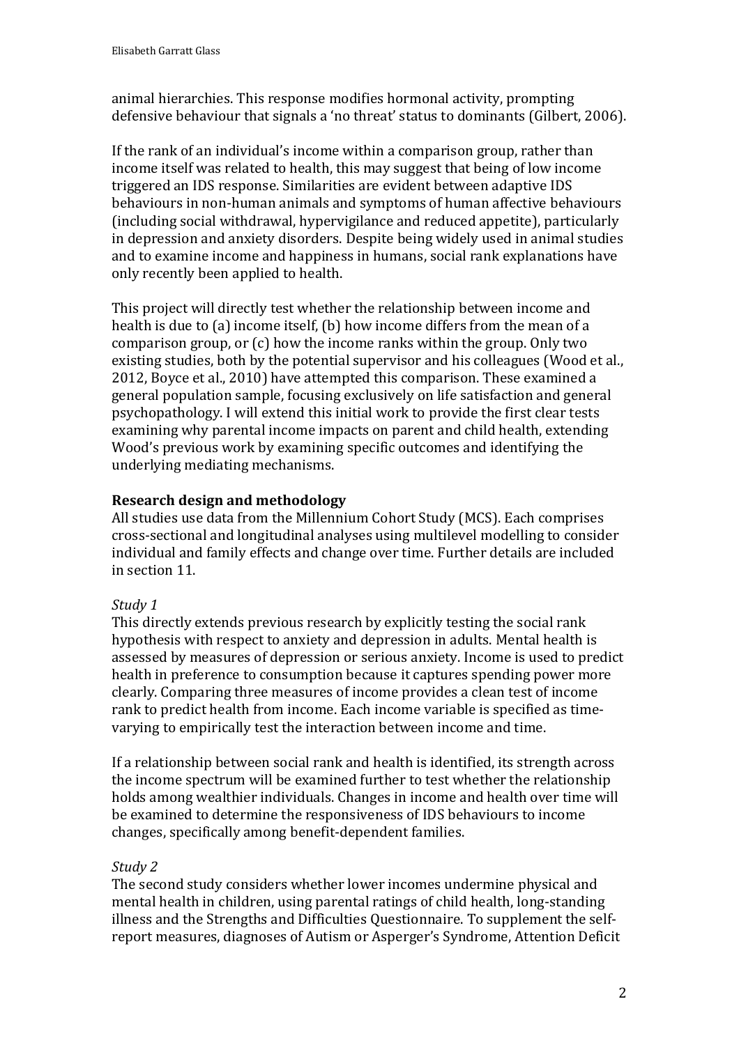animal hierarchies. This response modifies hormonal activity, prompting defensive behaviour that signals a 'no threat' status to dominants (Gilbert, 2006).

If the rank of an individual's income within a comparison group, rather than income itself was related to health, this may suggest that being of low income triggered an IDS response. Similarities are evident between adaptive IDS behaviours in non-human animals and symptoms of human affective behaviours (including social withdrawal, hypervigilance and reduced appetite), particularly in depression and anxiety disorders. Despite being widely used in animal studies and to examine income and happiness in humans, social rank explanations have only recently been applied to health.

This project will directly test whether the relationship between income and health is due to (a) income itself, (b) how income differs from the mean of a comparison group, or (c) how the income ranks within the group. Only two existing studies, both by the potential supervisor and his colleagues (Wood et al., 2012, Boyce et al., 2010) have attempted this comparison. These examined a general population sample, focusing exclusively on life satisfaction and general psychopathology. I will extend this initial work to provide the first clear tests examining why parental income impacts on parent and child health, extending Wood's previous work by examining specific outcomes and identifying the underlying mediating mechanisms.

**Research design and methodology**

All studies use data from the Millennium Cohort Study (MCS). Each comprises cross-sectional and longitudinal analyses using multilevel modelling to consider individual and family effects and change over time. Further details are included in section 11.

*Study 1*

This directly extends previous research by explicitly testing the social rank hypothesis with respect to anxiety and depression in adults. Mental health is assessed by measures of depression or serious anxiety. Income is used to predict health in preference to consumption because it captures spending power more clearly. Comparing three measures of income provides a clean test of income rank to predict health from income. Each income variable is specified as time-varying to empirically test the interaction between income and time.

If a relationship between social rank and health is identified, its strength across the income spectrum will be examined further to test whether the relationship holds among wealthier individuals. Changes in income and health over time will be examined to determine the responsiveness of IDS behaviours to income changes, specifically among benefit-dependent families.

*Study 2*

The second study considers whether lower incomes undermine physical and mental health in children, using parental ratings of child health, long-standing illness and the Strengths and Difficulties Questionnaire. To supplement the self-report measures, diagnoses of Autism or Asperger's Syndrome, Attention Deficit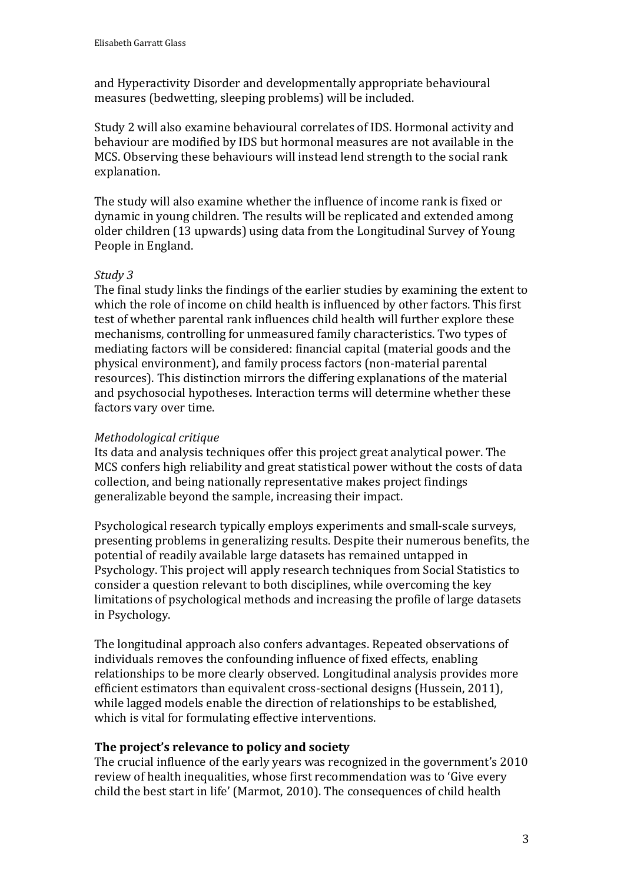and Hyperactivity Disorder and developmentally appropriate behavioural measures (bedwetting, sleeping problems) will be included.

Study 2 will also examine behavioural correlates of IDS. Hormonal activity and behaviour are modified by IDS but hormonal measures are not available in the MCS. Observing these behaviours will instead lend strength to the social rank explanation.

The study will also examine whether the influence of income rank is fixed or dynamic in young children. The results will be replicated and extended among older children (13 upwards) using data from the Longitudinal Survey of Young People in England.

*Study 3*

The final study links the findings of the earlier studies by examining the extent to which the role of income on child health is influenced by other factors. This first test of whether parental rank influences child health will further explore these mechanisms, controlling for unmeasured family characteristics. Two types of mediating factors will be considered: financial capital (material goods and the physical environment), and family process factors (non-material parental resources). This distinction mirrors the differing explanations of the material and psychosocial hypotheses. Interaction terms will determine whether these factors vary over time.

*Methodological critique*

Its data and analysis techniques offer this project great analytical power. The MCS confers high reliability and great statistical power without the costs of data collection, and being nationally representative makes project findings generalizable beyond the sample, increasing their impact.

Psychological research typically employs experiments and small-scale surveys, presenting problems in generalizing results. Despite their numerous benefits, the potential of readily available large datasets has remained untapped in Psychology. This project will apply research techniques from Social Statistics to consider a question relevant to both disciplines, while overcoming the key limitations of psychological methods and increasing the profile of large datasets in Psychology.

The longitudinal approach also confers advantages. Repeated observations of individuals removes the confounding influence of fixed effects, enabling relationships to be more clearly observed. Longitudinal analysis provides more efficient estimators than equivalent cross-sectional designs (Hussein, 2011), while lagged models enable the direction of relationships to be established, which is vital for formulating effective interventions.

## The project's relevance to policy and society

The crucial influence of the early years was recognized in the government's 2010 review of health inequalities, whose first recommendation was to 'Give every child the best start in life' (Marmot, 2010). The consequences of child health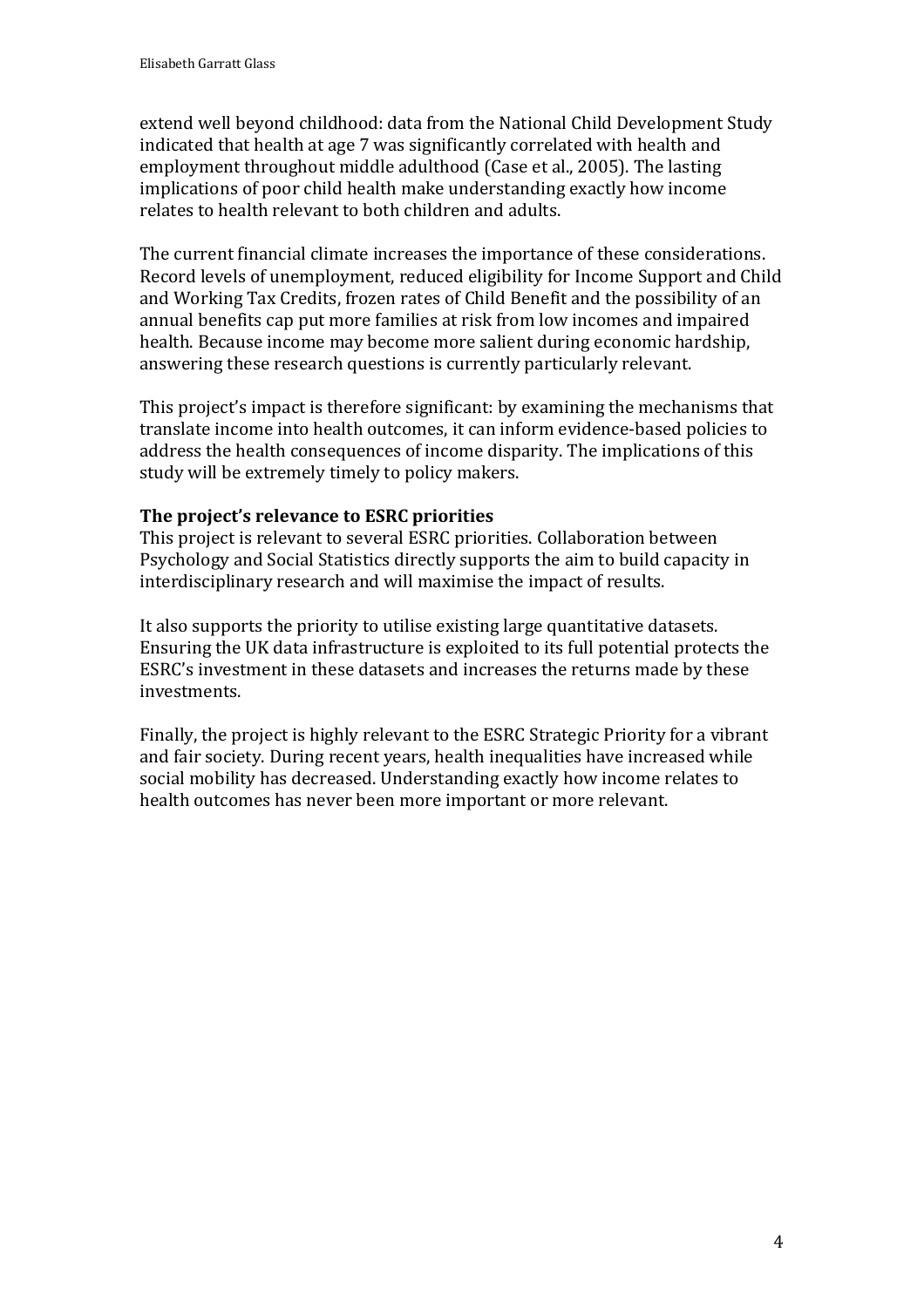extend well beyond childhood: data from the National Child Development Study indicated that health at age 7 was significantly correlated with health and employment throughout middle adulthood (Case et al., 2005). The lasting implications of poor child health make understanding exactly how income relates to health relevant to both children and adults.

The current financial climate increases the importance of these considerations. Record levels of unemployment, reduced eligibility for Income Support and Child and Working Tax Credits, frozen rates of Child Benefit and the possibility of an annual benefits cap put more families at risk from low incomes and impaired health. Because income may become more salient during economic hardship, answering these research questions is currently particularly relevant.

This project's impact is therefore significant: by examining the mechanisms that translate income into health outcomes, it can inform evidence-based policies to address the health consequences of income disparity. The implications of this study will be extremely timely to policy makers.

**The project's relevance to ESRC priorities**

This project is relevant to several ESRC priorities. Collaboration between Psychology and Social Statistics directly supports the aim to build capacity in interdisciplinary research and will maximise the impact of results.

It also supports the priority to utilise existing large quantitative datasets. Ensuring the UK data infrastructure is exploited to its full potential protects the ESRC's investment in these datasets and increases the returns made by these investments.

Finally, the project is highly relevant to the ESRC Strategic Priority for a vibrant and fair society. During recent years, health inequalities have increased while social mobility has decreased. Understanding exactly how income relates to health outcomes has never been more important or more relevant.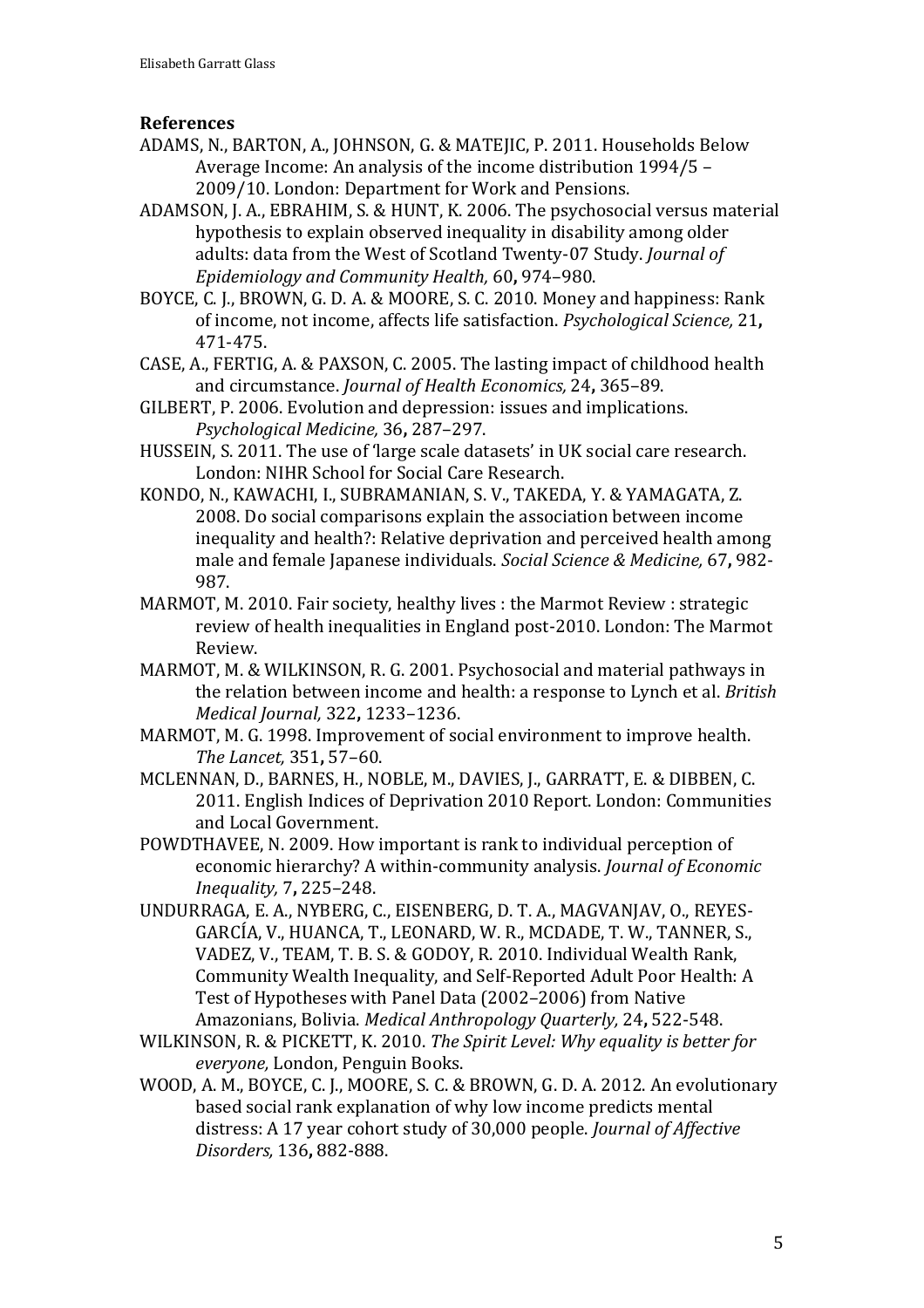## References

ADAMS, N., BARTON, A., JOHNSON, G. & MATEJIC, P. 2011. Households Below Average Income: An analysis of the income distribution 1994/5 – 2009/10. London: Department for Work and Pensions.

ADAMSON, J. A., EBRAHIM, S. & HUNT, K. 2006. The psychosocial versus material hypothesis to explain observed inequality in disability among older adults: data from the West of Scotland Twenty-07 Study. *Journal of Epidemiology and Community Health,* 60**,** 974–980.

BOYCE, C. J., BROWN, G. D. A. & MOORE, S. C. 2010. Money and happiness: Rank of income, not income, affects life satisfaction. *Psychological Science,* 21**,** 471-475.

CASE, A., FERTIG, A. & PAXSON, C. 2005. The lasting impact of childhood health and circumstance. *Journal of Health Economics,* 24**,** 365–89.

GILBERT, P. 2006. Evolution and depression: issues and implications. *Psychological Medicine,* 36**,** 287–297.

HUSSEIN, S. 2011. The use of 'large scale datasets' in UK social care research. London: NIHR School for Social Care Research.

KONDO, N., KAWACHI, I., SUBRAMANIAN, S. V., TAKEDA, Y. & YAMAGATA, Z. 2008. Do social comparisons explain the association between income inequality and health?: Relative deprivation and perceived health among male and female Japanese individuals. *Social Science & Medicine,* 67**,** 982-987.

MARMOT, M. 2010. Fair society, healthy lives : the Marmot Review : strategic review of health inequalities in England post-2010. London: The Marmot Review.

MARMOT, M. & WILKINSON, R. G. 2001. Psychosocial and material pathways in the relation between income and health: a response to Lynch et al. *British Medical Journal,* 322**,** 1233–1236.

MARMOT, M. G. 1998. Improvement of social environment to improve health. *The Lancet,* 351**,** 57–60.

MCLENNAN, D., BARNES, H., NOBLE, M., DAVIES, J., GARRATT, E. & DIBBEN, C. 2011. English Indices of Deprivation 2010 Report. London: Communities and Local Government.

POWDTHAVEE, N. 2009. How important is rank to individual perception of economic hierarchy? A within-community analysis. *Journal of Economic Inequality,* 7**,** 225–248.

UNDURRAGA, E. A., NYBERG, C., EISENBERG, D. T. A., MAGVANJAV, O., REYES-GARCÍA, V., HUANCA, T., LEONARD, W. R., MCDADE, T. W., TANNER, S., VADEZ, V., TEAM, T. B. S. & GODOY, R. 2010. Individual Wealth Rank, Community Wealth Inequality, and Self-Reported Adult Poor Health: A Test of Hypotheses with Panel Data (2002–2006) from Native Amazonians, Bolivia. *Medical Anthropology Quarterly,* 24**,** 522-548.

WILKINSON, R. & PICKETT, K. 2010. *The Spirit Level: Why equality is better for everyone,* London, Penguin Books.

WOOD, A. M., BOYCE, C. J., MOORE, S. C. & BROWN, G. D. A. 2012. An evolutionary based social rank explanation of why low income predicts mental distress: A 17 year cohort study of 30,000 people. *Journal of Affective Disorders,* 136**,** 882-888.